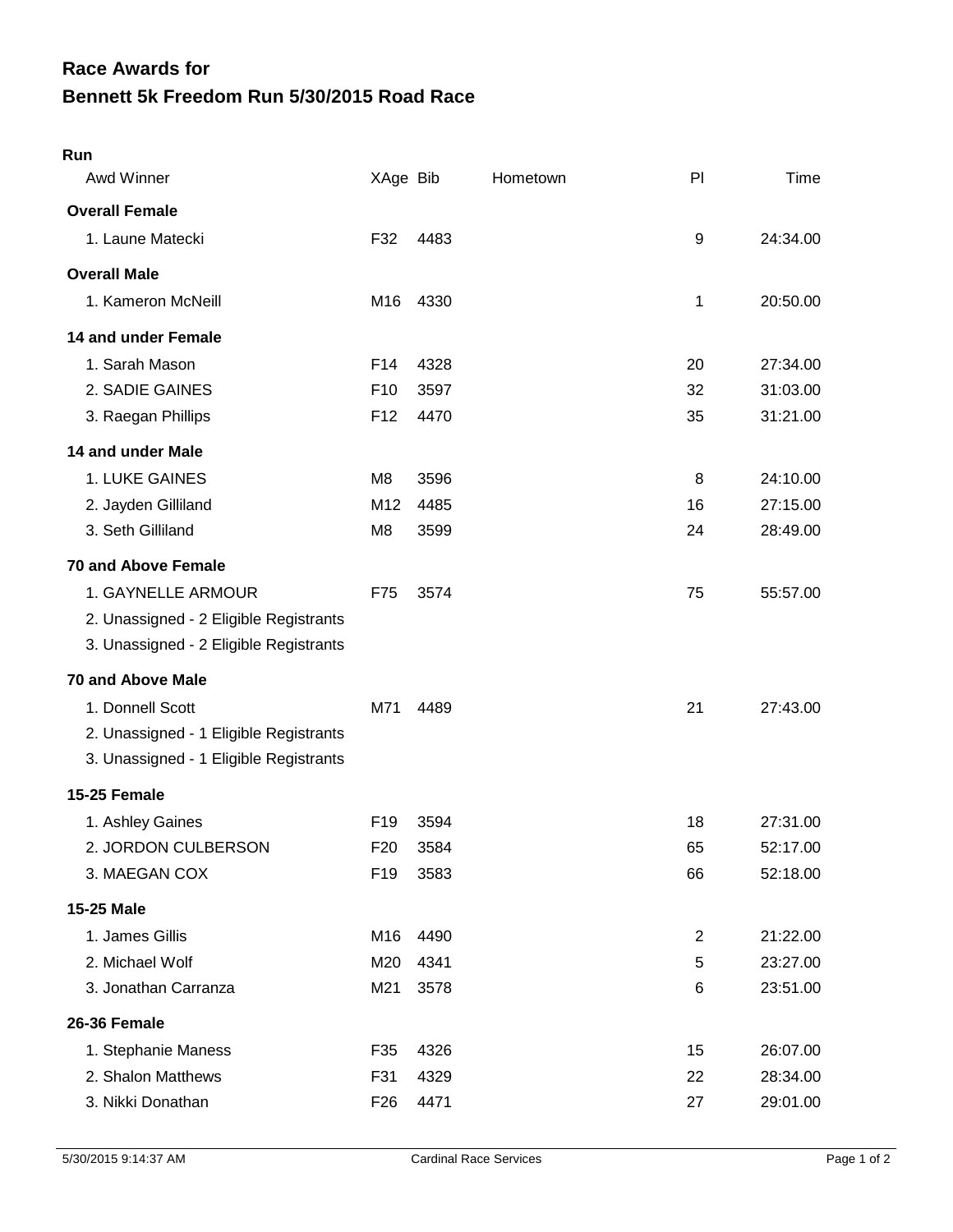# Race Awards for
# Bennett 5k Freedom Run 5/30/2015 Road Race

**Run**

| Awd Winner | XAge | Bib | Hometown | Pl | Time |
|---|---|---|---|---|---|
| **Overall Female** | | | | | |
| 1. Laune Matecki | F32 | 4483 | | 9 | 24:34.00 |
| **Overall Male** | | | | | |
| 1. Kameron McNeill | M16 | 4330 | | 1 | 20:50.00 |
| **14 and under Female** | | | | | |
| 1. Sarah Mason | F14 | 4328 | | 20 | 27:34.00 |
| 2. SADIE GAINES | F10 | 3597 | | 32 | 31:03.00 |
| 3. Raegan Phillips | F12 | 4470 | | 35 | 31:21.00 |
| **14 and under Male** | | | | | |
| 1. LUKE GAINES | M8 | 3596 | | 8 | 24:10.00 |
| 2. Jayden Gilliland | M12 | 4485 | | 16 | 27:15.00 |
| 3. Seth Gilliland | M8 | 3599 | | 24 | 28:49.00 |
| **70 and Above Female** | | | | | |
| 1. GAYNELLE ARMOUR | F75 | 3574 | | 75 | 55:57.00 |
| 2. Unassigned - 2 Eligible Registrants | | | | | |
| 3. Unassigned - 2 Eligible Registrants | | | | | |
| **70 and Above Male** | | | | | |
| 1. Donnell Scott | M71 | 4489 | | 21 | 27:43.00 |
| 2. Unassigned - 1 Eligible Registrants | | | | | |
| 3. Unassigned - 1 Eligible Registrants | | | | | |
| **15-25 Female** | | | | | |
| 1. Ashley Gaines | F19 | 3594 | | 18 | 27:31.00 |
| 2. JORDON CULBERSON | F20 | 3584 | | 65 | 52:17.00 |
| 3. MAEGAN COX | F19 | 3583 | | 66 | 52:18.00 |
| **15-25 Male** | | | | | |
| 1. James Gillis | M16 | 4490 | | 2 | 21:22.00 |
| 2. Michael Wolf | M20 | 4341 | | 5 | 23:27.00 |
| 3. Jonathan Carranza | M21 | 3578 | | 6 | 23:51.00 |
| **26-36 Female** | | | | | |
| 1. Stephanie Maness | F35 | 4326 | | 15 | 26:07.00 |
| 2. Shalon Matthews | F31 | 4329 | | 22 | 28:34.00 |
| 3. Nikki Donathan | F26 | 4471 | | 27 | 29:01.00 |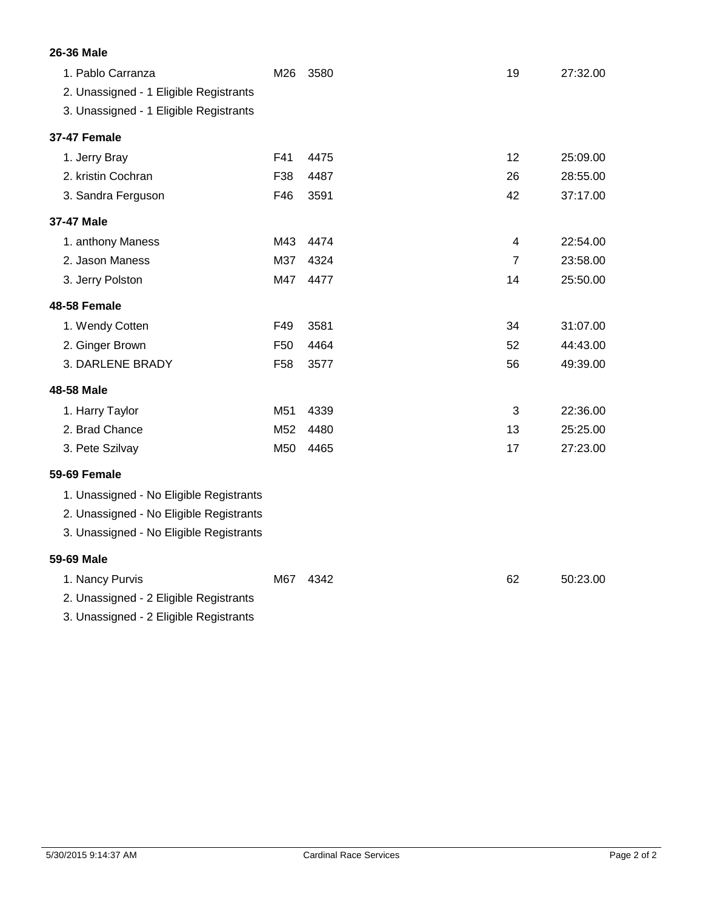**26-36 Male**

| | | | | |
|---|---|---|---|---|
| 1. Pablo Carranza | M26 | 3580 | 19 | 27:32.00 |
| 2. Unassigned - 1 Eligible Registrants | | | | |
| 3. Unassigned - 1 Eligible Registrants | | | | |

**37-47 Female**

| | | | | |
|---|---|---|---|---|
| 1. Jerry Bray | F41 | 4475 | 12 | 25:09.00 |
| 2. kristin Cochran | F38 | 4487 | 26 | 28:55.00 |
| 3. Sandra Ferguson | F46 | 3591 | 42 | 37:17.00 |

**37-47 Male**

| | | | | |
|---|---|---|---|---|
| 1. anthony Maness | M43 | 4474 | 4 | 22:54.00 |
| 2. Jason Maness | M37 | 4324 | 7 | 23:58.00 |
| 3. Jerry Polston | M47 | 4477 | 14 | 25:50.00 |

**48-58 Female**

| | | | | |
|---|---|---|---|---|
| 1. Wendy Cotten | F49 | 3581 | 34 | 31:07.00 |
| 2. Ginger Brown | F50 | 4464 | 52 | 44:43.00 |
| 3. DARLENE BRADY | F58 | 3577 | 56 | 49:39.00 |

**48-58 Male**

| | | | | |
|---|---|---|---|---|
| 1. Harry Taylor | M51 | 4339 | 3 | 22:36.00 |
| 2. Brad Chance | M52 | 4480 | 13 | 25:25.00 |
| 3. Pete Szilvay | M50 | 4465 | 17 | 27:23.00 |

**59-69 Female**

1. Unassigned - No Eligible Registrants
2. Unassigned - No Eligible Registrants
3. Unassigned - No Eligible Registrants

**59-69 Male**

| | | | | |
|---|---|---|---|---|
| 1. Nancy Purvis | M67 | 4342 | 62 | 50:23.00 |
| 2. Unassigned - 2 Eligible Registrants | | | | |
| 3. Unassigned - 2 Eligible Registrants | | | | |

5/30/2015 9:14:37 AM Cardinal Race Services